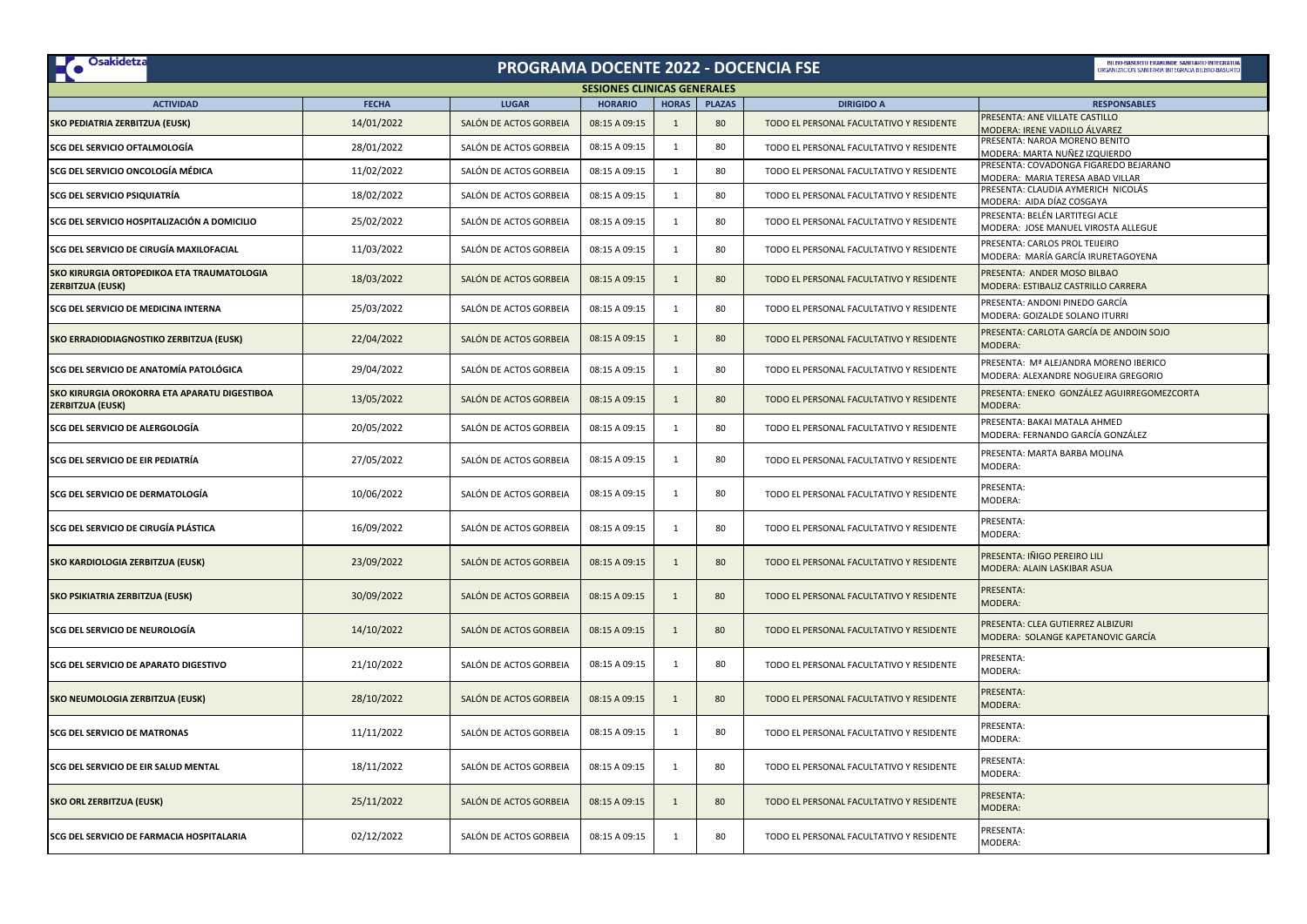Osakidetza

# PROGRAMA DOCENTE 2022 - DOCENCIA FSE

BILBO-BASURTU ERAKUNDE SANITARIO INTEGRATUA
ORGANIZACIÓN SANITARIA INTEGRADA BILBAO-BASURTO

## SESIONES CLINICAS GENERALES

| ACTIVIDAD | FECHA | LUGAR | HORARIO | HORAS | PLAZAS | DIRIGIDO A | RESPONSABLES |
|---|---|---|---|---|---|---|---|
| SKO PEDIATRIA ZERBITZUA (EUSK) | 14/01/2022 | SALÓN DE ACTOS GORBEIA | 08:15 A 09:15 | 1 | 80 | TODO EL PERSONAL FACULTATIVO Y RESIDENTE | PRESENTA: ANE VILLATE CASTILLO<br>MODERA: IRENE VADILLO ÁLVAREZ |
| SCG DEL SERVICIO OFTALMOLOGÍA | 28/01/2022 | SALÓN DE ACTOS GORBEIA | 08:15 A 09:15 | 1 | 80 | TODO EL PERSONAL FACULTATIVO Y RESIDENTE | PRESENTA: NAROA MORENO BENITO<br>MODERA: MARTA NUÑEZ IZQUIERDO |
| SCG DEL SERVICIO ONCOLOGÍA MÉDICA | 11/02/2022 | SALÓN DE ACTOS GORBEIA | 08:15 A 09:15 | 1 | 80 | TODO EL PERSONAL FACULTATIVO Y RESIDENTE | PRESENTA: COVADONGA FIGAREDO BEJARANO<br>MODERA: MARIA TERESA ABAD VILLAR |
| SCG DEL SERVICIO PSIQUIATRÍA | 18/02/2022 | SALÓN DE ACTOS GORBEIA | 08:15 A 09:15 | 1 | 80 | TODO EL PERSONAL FACULTATIVO Y RESIDENTE | PRESENTA: CLAUDIA AYMERICH NICOLÁS<br>MODERA: AIDA DÍAZ COSGAYA |
| SCG DEL SERVICIO HOSPITALIZACIÓN A DOMICILIO | 25/02/2022 | SALÓN DE ACTOS GORBEIA | 08:15 A 09:15 | 1 | 80 | TODO EL PERSONAL FACULTATIVO Y RESIDENTE | PRESENTA: BELÉN LARTITEGI ACLE<br>MODERA: JOSE MANUEL VIROSTA ALLEGUE |
| SCG DEL SERVICIO DE CIRUGÍA MAXILOFACIAL | 11/03/2022 | SALÓN DE ACTOS GORBEIA | 08:15 A 09:15 | 1 | 80 | TODO EL PERSONAL FACULTATIVO Y RESIDENTE | PRESENTA: CARLOS PROL TEIJEIRO<br>MODERA: MARÍA GARCÍA IRURETAGOYENA |
| SKO KIRURGIA ORTOPEDIKOA ETA TRAUMATOLOGIA ZERBITZUA (EUSK) | 18/03/2022 | SALÓN DE ACTOS GORBEIA | 08:15 A 09:15 | 1 | 80 | TODO EL PERSONAL FACULTATIVO Y RESIDENTE | PRESENTA: ANDER MOSO BILBAO<br>MODERA: ESTIBALIZ CASTRILLO CARRERA |
| SCG DEL SERVICIO DE MEDICINA INTERNA | 25/03/2022 | SALÓN DE ACTOS GORBEIA | 08:15 A 09:15 | 1 | 80 | TODO EL PERSONAL FACULTATIVO Y RESIDENTE | PRESENTA: ANDONI PINEDO GARCÍA<br>MODERA: GOIZALDE SOLANO ITURRI |
| SKO ERRADIODIAGNOSTIKO ZERBITZUA (EUSK) | 22/04/2022 | SALÓN DE ACTOS GORBEIA | 08:15 A 09:15 | 1 | 80 | TODO EL PERSONAL FACULTATIVO Y RESIDENTE | PRESENTA: CARLOTA GARCÍA DE ANDOIN SOJO<br>MODERA: |
| SCG DEL SERVICIO DE ANATOMÍA PATOLÓGICA | 29/04/2022 | SALÓN DE ACTOS GORBEIA | 08:15 A 09:15 | 1 | 80 | TODO EL PERSONAL FACULTATIVO Y RESIDENTE | PRESENTA: Mª ALEJANDRA MORENO IBERICO<br>MODERA: ALEXANDRE NOGUEIRA GREGORIO |
| SKO KIRURGIA OROKORRA ETA APARATU DIGESTIBOA ZERBITZUA (EUSK) | 13/05/2022 | SALÓN DE ACTOS GORBEIA | 08:15 A 09:15 | 1 | 80 | TODO EL PERSONAL FACULTATIVO Y RESIDENTE | PRESENTA: ENEKO GONZÁLEZ AGUIRREGOMEZCORTA<br>MODERA: |
| SCG DEL SERVICIO DE ALERGOLOGÍA | 20/05/2022 | SALÓN DE ACTOS GORBEIA | 08:15 A 09:15 | 1 | 80 | TODO EL PERSONAL FACULTATIVO Y RESIDENTE | PRESENTA: BAKAI MATALA AHMED<br>MODERA: FERNANDO GARCÍA GONZÁLEZ |
| SCG DEL SERVICIO DE EIR PEDIATRÍA | 27/05/2022 | SALÓN DE ACTOS GORBEIA | 08:15 A 09:15 | 1 | 80 | TODO EL PERSONAL FACULTATIVO Y RESIDENTE | PRESENTA: MARTA BARBA MOLINA<br>MODERA: |
| SCG DEL SERVICIO DE DERMATOLOGÍA | 10/06/2022 | SALÓN DE ACTOS GORBEIA | 08:15 A 09:15 | 1 | 80 | TODO EL PERSONAL FACULTATIVO Y RESIDENTE | PRESENTA:<br>MODERA: |
| SCG DEL SERVICIO DE CIRUGÍA PLÁSTICA | 16/09/2022 | SALÓN DE ACTOS GORBEIA | 08:15 A 09:15 | 1 | 80 | TODO EL PERSONAL FACULTATIVO Y RESIDENTE | PRESENTA:<br>MODERA: |
| SKO KARDIOLOGIA ZERBITZUA (EUSK) | 23/09/2022 | SALÓN DE ACTOS GORBEIA | 08:15 A 09:15 | 1 | 80 | TODO EL PERSONAL FACULTATIVO Y RESIDENTE | PRESENTA: IÑIGO PEREIRO LILI<br>MODERA: ALAIN LASKIBAR ASUA |
| SKO PSIKIATRIA ZERBITZUA (EUSK) | 30/09/2022 | SALÓN DE ACTOS GORBEIA | 08:15 A 09:15 | 1 | 80 | TODO EL PERSONAL FACULTATIVO Y RESIDENTE | PRESENTA:<br>MODERA: |
| SCG DEL SERVICIO DE NEUROLOGÍA | 14/10/2022 | SALÓN DE ACTOS GORBEIA | 08:15 A 09:15 | 1 | 80 | TODO EL PERSONAL FACULTATIVO Y RESIDENTE | PRESENTA: CLEA GUTIERREZ ALBIZURI<br>MODERA: SOLANGE KAPETANOVIC GARCÍA |
| SCG DEL SERVICIO DE APARATO DIGESTIVO | 21/10/2022 | SALÓN DE ACTOS GORBEIA | 08:15 A 09:15 | 1 | 80 | TODO EL PERSONAL FACULTATIVO Y RESIDENTE | PRESENTA:<br>MODERA: |
| SKO NEUMOLOGIA ZERBITZUA (EUSK) | 28/10/2022 | SALÓN DE ACTOS GORBEIA | 08:15 A 09:15 | 1 | 80 | TODO EL PERSONAL FACULTATIVO Y RESIDENTE | PRESENTA:<br>MODERA: |
| SCG DEL SERVICIO DE MATRONAS | 11/11/2022 | SALÓN DE ACTOS GORBEIA | 08:15 A 09:15 | 1 | 80 | TODO EL PERSONAL FACULTATIVO Y RESIDENTE | PRESENTA:<br>MODERA: |
| SCG DEL SERVICIO DE EIR SALUD MENTAL | 18/11/2022 | SALÓN DE ACTOS GORBEIA | 08:15 A 09:15 | 1 | 80 | TODO EL PERSONAL FACULTATIVO Y RESIDENTE | PRESENTA:<br>MODERA: |
| SKO ORL ZERBITZUA (EUSK) | 25/11/2022 | SALÓN DE ACTOS GORBEIA | 08:15 A 09:15 | 1 | 80 | TODO EL PERSONAL FACULTATIVO Y RESIDENTE | PRESENTA:<br>MODERA: |
| SCG DEL SERVICIO DE FARMACIA HOSPITALARIA | 02/12/2022 | SALÓN DE ACTOS GORBEIA | 08:15 A 09:15 | 1 | 80 | TODO EL PERSONAL FACULTATIVO Y RESIDENTE | PRESENTA:<br>MODERA: |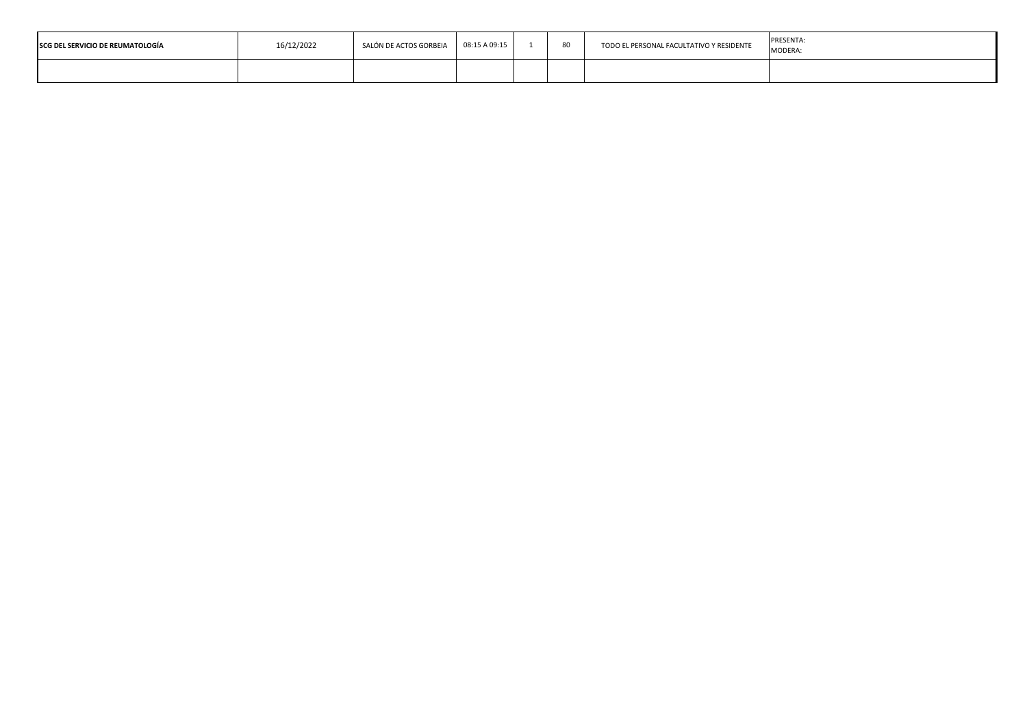| | | | | | | | |
|---|---|---|---|---|---|---|---|
| **SCG DEL SERVICIO DE REUMATOLOGÍA** | 16/12/2022 | SALÓN DE ACTOS GORBEIA | 08:15 A 09:15 | 1 | 80 | TODO EL PERSONAL FACULTATIVO Y RESIDENTE | PRESENTA:<br>MODERA: |
| | | | | | | | |